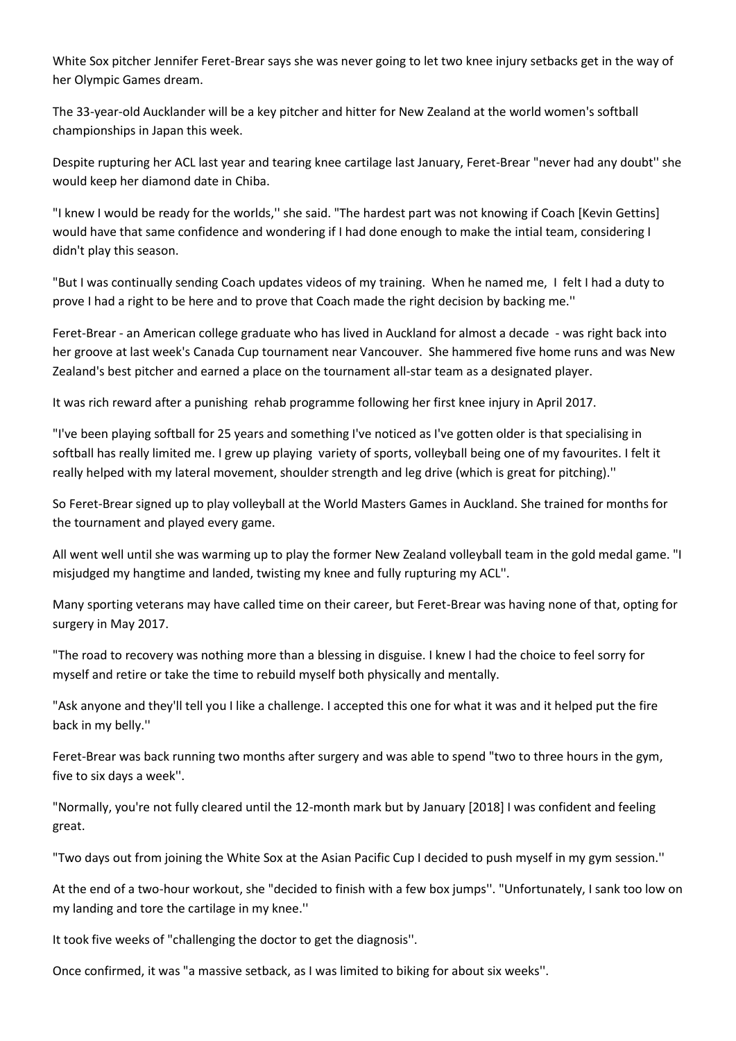White Sox pitcher Jennifer Feret-Brear says she was never going to let two knee injury setbacks get in the way of her Olympic Games dream.

The 33-year-old Aucklander will be a key pitcher and hitter for New Zealand at the world women's softball championships in Japan this week.

Despite rupturing her ACL last year and tearing knee cartilage last January, Feret-Brear "never had any doubt'' she would keep her diamond date in Chiba.

"I knew I would be ready for the worlds,'' she said. "The hardest part was not knowing if Coach [Kevin Gettins] would have that same confidence and wondering if I had done enough to make the intial team, considering I didn't play this season.

"But I was continually sending Coach updates videos of my training. When he named me, I felt I had a duty to prove I had a right to be here and to prove that Coach made the right decision by backing me.''

Feret-Brear - an American college graduate who has lived in Auckland for almost a decade - was right back into her groove at last week's Canada Cup tournament near Vancouver. She hammered five home runs and was New Zealand's best pitcher and earned a place on the tournament all-star team as a designated player.

It was rich reward after a punishing rehab programme following her first knee injury in April 2017.

"I've been playing softball for 25 years and something I've noticed as I've gotten older is that specialising in softball has really limited me. I grew up playing variety of sports, volleyball being one of my favourites. I felt it really helped with my lateral movement, shoulder strength and leg drive (which is great for pitching).''

So Feret-Brear signed up to play volleyball at the World Masters Games in Auckland. She trained for months for the tournament and played every game.

All went well until she was warming up to play the former New Zealand volleyball team in the gold medal game. "I misjudged my hangtime and landed, twisting my knee and fully rupturing my ACL''.

Many sporting veterans may have called time on their career, but Feret-Brear was having none of that, opting for surgery in May 2017.

"The road to recovery was nothing more than a blessing in disguise. I knew I had the choice to feel sorry for myself and retire or take the time to rebuild myself both physically and mentally.

"Ask anyone and they'll tell you I like a challenge. I accepted this one for what it was and it helped put the fire back in my belly.''

Feret-Brear was back running two months after surgery and was able to spend "two to three hours in the gym, five to six days a week''.

"Normally, you're not fully cleared until the 12-month mark but by January [2018] I was confident and feeling great.

"Two days out from joining the White Sox at the Asian Pacific Cup I decided to push myself in my gym session.''

At the end of a two-hour workout, she "decided to finish with a few box jumps''. "Unfortunately, I sank too low on my landing and tore the cartilage in my knee.''

It took five weeks of "challenging the doctor to get the diagnosis''.

Once confirmed, it was "a massive setback, as I was limited to biking for about six weeks''.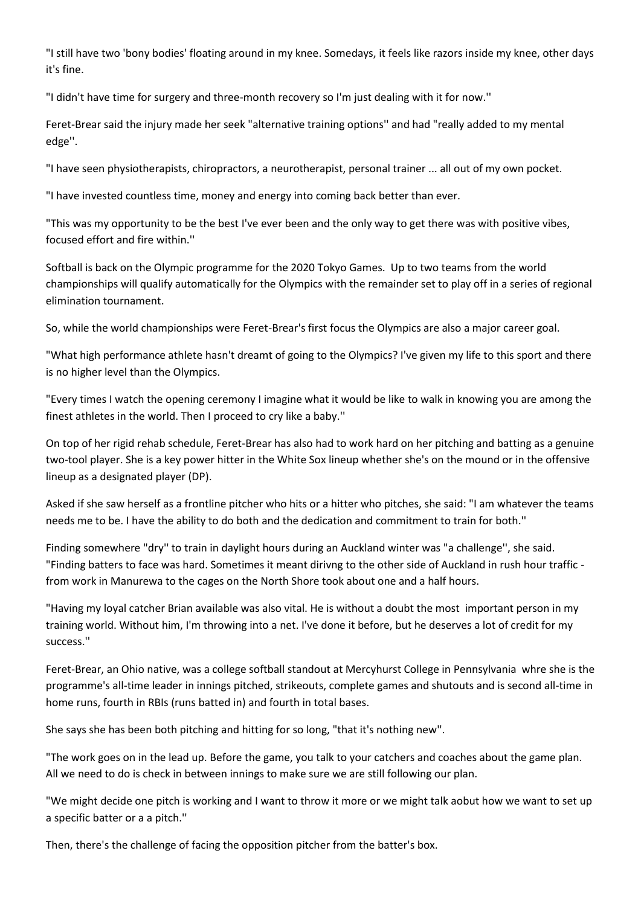"I still have two 'bony bodies' floating around in my knee. Somedays, it feels like razors inside my knee, other days it's fine.

"I didn't have time for surgery and three-month recovery so I'm just dealing with it for now.''

Feret-Brear said the injury made her seek "alternative training options'' and had "really added to my mental edge''.

"I have seen physiotherapists, chiropractors, a neurotherapist, personal trainer ... all out of my own pocket.

"I have invested countless time, money and energy into coming back better than ever.

"This was my opportunity to be the best I've ever been and the only way to get there was with positive vibes, focused effort and fire within.''

Softball is back on the Olympic programme for the 2020 Tokyo Games. Up to two teams from the world championships will qualify automatically for the Olympics with the remainder set to play off in a series of regional elimination tournament.

So, while the world championships were Feret-Brear's first focus the Olympics are also a major career goal.

"What high performance athlete hasn't dreamt of going to the Olympics? I've given my life to this sport and there is no higher level than the Olympics.

"Every times I watch the opening ceremony I imagine what it would be like to walk in knowing you are among the finest athletes in the world. Then I proceed to cry like a baby.''

On top of her rigid rehab schedule, Feret-Brear has also had to work hard on her pitching and batting as a genuine two-tool player. She is a key power hitter in the White Sox lineup whether she's on the mound or in the offensive lineup as a designated player (DP).

Asked if she saw herself as a frontline pitcher who hits or a hitter who pitches, she said: "I am whatever the teams needs me to be. I have the ability to do both and the dedication and commitment to train for both.''

Finding somewhere "dry'' to train in daylight hours during an Auckland winter was "a challenge'', she said. "Finding batters to face was hard. Sometimes it meant dirivng to the other side of Auckland in rush hour traffic - from work in Manurewa to the cages on the North Shore took about one and a half hours.

"Having my loyal catcher Brian available was also vital. He is without a doubt the most important person in my training world. Without him, I'm throwing into a net. I've done it before, but he deserves a lot of credit for my success.''

Feret-Brear, an Ohio native, was a college softball standout at Mercyhurst College in Pennsylvania whre she is the programme's all-time leader in innings pitched, strikeouts, complete games and shutouts and is second all-time in home runs, fourth in RBIs (runs batted in) and fourth in total bases.

She says she has been both pitching and hitting for so long, "that it's nothing new''.

"The work goes on in the lead up. Before the game, you talk to your catchers and coaches about the game plan. All we need to do is check in between innings to make sure we are still following our plan.

"We might decide one pitch is working and I want to throw it more or we might talk aobut how we want to set up a specific batter or a a pitch.''

Then, there's the challenge of facing the opposition pitcher from the batter's box.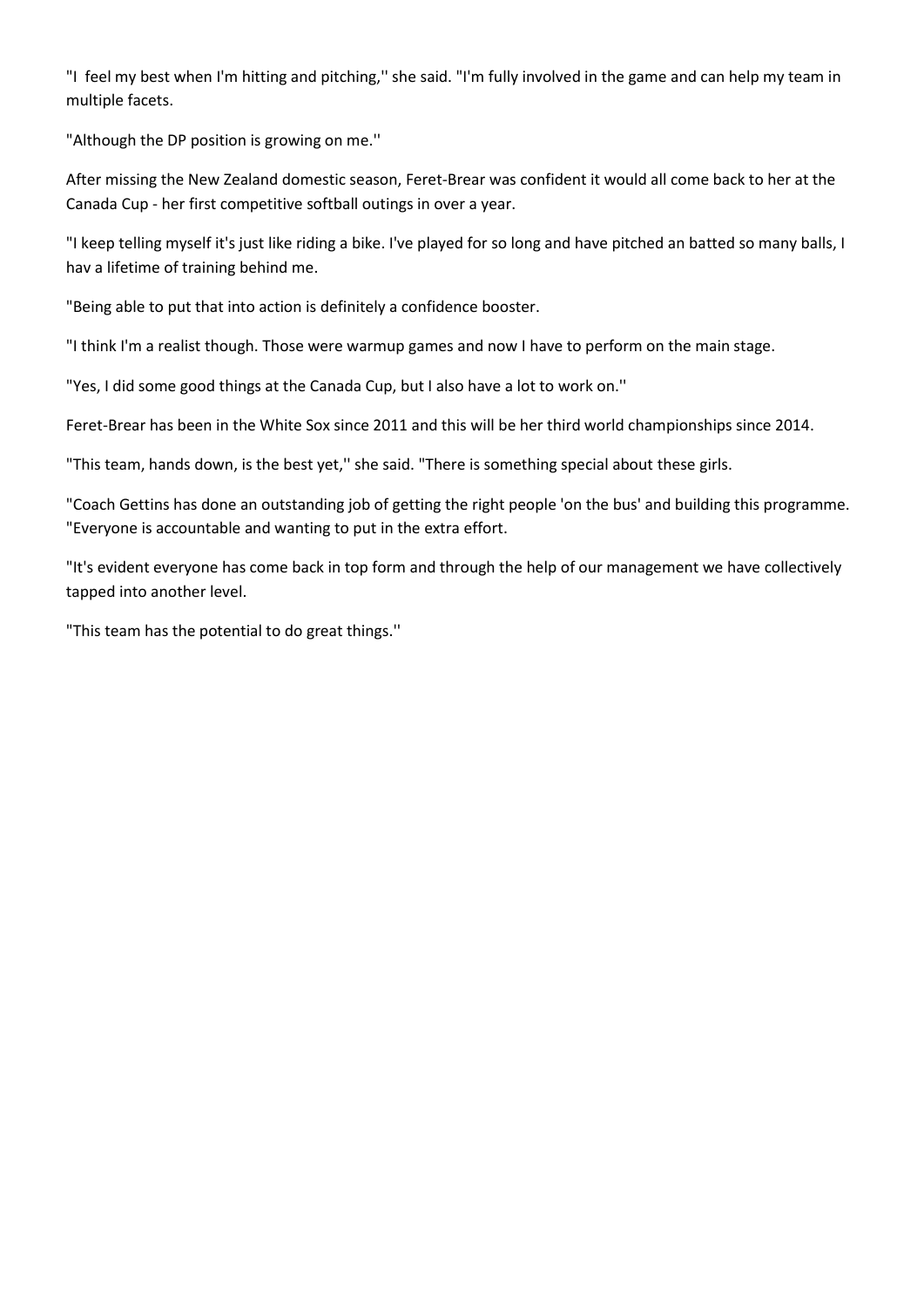"I  feel my best when I'm hitting and pitching,'' she said. "I'm fully involved in the game and can help my team in multiple facets.

"Although the DP position is growing on me.''

After missing the New Zealand domestic season, Feret-Brear was confident it would all come back to her at the Canada Cup - her first competitive softball outings in over a year.

"I keep telling myself it's just like riding a bike. I've played for so long and have pitched an batted so many balls, I hav a lifetime of training behind me.

"Being able to put that into action is definitely a confidence booster.

"I think I'm a realist though. Those were warmup games and now I have to perform on the main stage.

"Yes, I did some good things at the Canada Cup, but I also have a lot to work on.''

Feret-Brear has been in the White Sox since 2011 and this will be her third world championships since 2014.

"This team, hands down, is the best yet,'' she said. "There is something special about these girls.

"Coach Gettins has done an outstanding job of getting the right people 'on the bus' and building this programme. "Everyone is accountable and wanting to put in the extra effort.

"It's evident everyone has come back in top form and through the help of our management we have collectively tapped into another level.

"This team has the potential to do great things.''